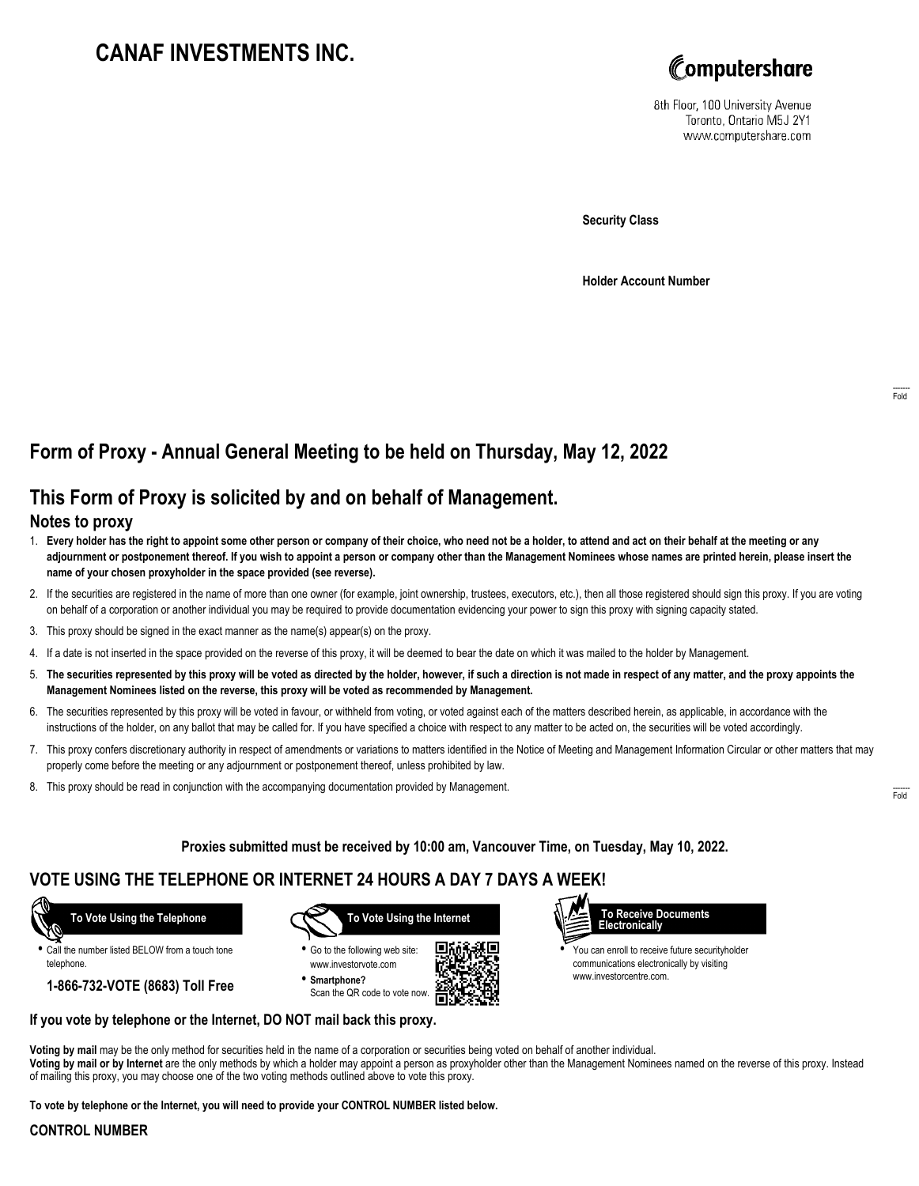# CANAF INVESTMENTS INC.

Computershare

8th Floor, 100 University Avenue
Toronto, Ontario M5J 2Y1
www.computershare.com

**Security Class**

**Holder Account Number**

Fold

## Form of Proxy - Annual General Meeting to be held on Thursday, May 12, 2022

## This Form of Proxy is solicited by and on behalf of Management.

### Notes to proxy

1. **Every holder has the right to appoint some other person or company of their choice, who need not be a holder, to attend and act on their behalf at the meeting or any adjournment or postponement thereof. If you wish to appoint a person or company other than the Management Nominees whose names are printed herein, please insert the name of your chosen proxyholder in the space provided (see reverse).**
2. If the securities are registered in the name of more than one owner (for example, joint ownership, trustees, executors, etc.), then all those registered should sign this proxy. If you are voting on behalf of a corporation or another individual you may be required to provide documentation evidencing your power to sign this proxy with signing capacity stated.
3. This proxy should be signed in the exact manner as the name(s) appear(s) on the proxy.
4. If a date is not inserted in the space provided on the reverse of this proxy, it will be deemed to bear the date on which it was mailed to the holder by Management.
5. **The securities represented by this proxy will be voted as directed by the holder, however, if such a direction is not made in respect of any matter, and the proxy appoints the Management Nominees listed on the reverse, this proxy will be voted as recommended by Management.**
6. The securities represented by this proxy will be voted in favour, or withheld from voting, or voted against each of the matters described herein, as applicable, in accordance with the instructions of the holder, on any ballot that may be called for. If you have specified a choice with respect to any matter to be acted on, the securities will be voted accordingly.
7. This proxy confers discretionary authority in respect of amendments or variations to matters identified in the Notice of Meeting and Management Information Circular or other matters that may properly come before the meeting or any adjournment or postponement thereof, unless prohibited by law.
8. This proxy should be read in conjunction with the accompanying documentation provided by Management.

Fold

**Proxies submitted must be received by 10:00 am, Vancouver Time, on Tuesday, May 10, 2022.**

## VOTE USING THE TELEPHONE OR INTERNET 24 HOURS A DAY 7 DAYS A WEEK!

**To Vote Using the Telephone**

- Call the number listed BELOW from a touch tone telephone.

**1-866-732-VOTE (8683) Toll Free**

**To Vote Using the Internet**

- Go to the following web site: www.investorvote.com
- **Smartphone?** Scan the QR code to vote now.

**To Receive Documents Electronically**

- You can enroll to receive future securityholder communications electronically by visiting www.investorcentre.com.

**If you vote by telephone or the Internet, DO NOT mail back this proxy.**

**Voting by mail** may be the only method for securities held in the name of a corporation or securities being voted on behalf of another individual.
**Voting by mail or by Internet** are the only methods by which a holder may appoint a person as proxyholder other than the Management Nominees named on the reverse of this proxy. Instead of mailing this proxy, you may choose one of the two voting methods outlined above to vote this proxy.

**To vote by telephone or the Internet, you will need to provide your CONTROL NUMBER listed below.**

**CONTROL NUMBER**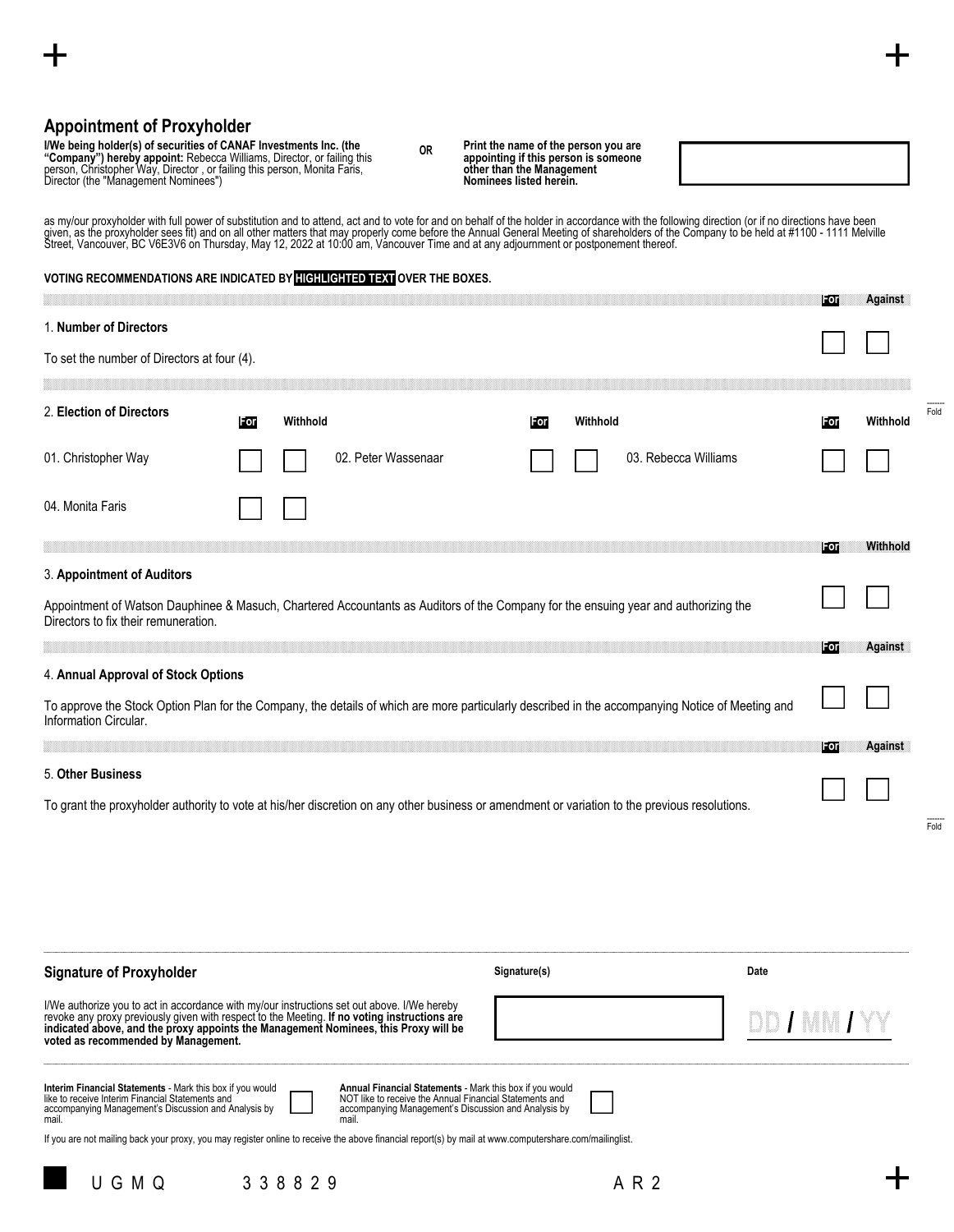## Appointment of Proxyholder

**I/We being holder(s) of securities of CANAF Investments Inc. (the "Company") hereby appoint:** Rebecca Williams, Director, or failing this person, Christopher Way, Director , or failing this person, Monita Faris, Director (the "Management Nominees")

**OR**

**Print the name of the person you are appointing if this person is someone other than the Management Nominees listed herein.**

as my/our proxyholder with full power of substitution and to attend, act and to vote for and on behalf of the holder in accordance with the following direction (or if no directions have been given, as the proxyholder sees fit) and on all other matters that may properly come before the Annual General Meeting of shareholders of the Company to be held at #1100 - 1111 Melville Street, Vancouver, BC V6E3V6 on Thursday, May 12, 2022 at 10:00 am, Vancouver Time and at any adjournment or postponement thereof.

**VOTING RECOMMENDATIONS ARE INDICATED BY HIGHLIGHTED TEXT OVER THE BOXES.**

| | For | Against |
|---|---|---|
| 1. **Number of Directors**<br>To set the number of Directors at four (4). | ☐ | ☐ |

2. **Election of Directors**

| | For | Withhold | | For | Withhold | | For | Withhold |
|---|---|---|---|---|---|---|---|---|
| 01. Christopher Way | ☐ | ☐ | 02. Peter Wassenaar | ☐ | ☐ | 03. Rebecca Williams | ☐ | ☐ |
| 04. Monita Faris | ☐ | ☐ | | | | | | |

| | For | Withhold |
|---|---|---|
| 3. **Appointment of Auditors**<br>Appointment of Watson Dauphinee & Masuch, Chartered Accountants as Auditors of the Company for the ensuing year and authorizing the Directors to fix their remuneration. | ☐ | ☐ |

| | For | Against |
|---|---|---|
| 4. **Annual Approval of Stock Options**<br>To approve the Stock Option Plan for the Company, the details of which are more particularly described in the accompanying Notice of Meeting and Information Circular. | ☐ | ☐ |

| | For | Against |
|---|---|---|
| 5. **Other Business**<br>To grant the proxyholder authority to vote at his/her discretion on any other business or amendment or variation to the previous resolutions. | ☐ | ☐ |

## Signature of Proxyholder

I/We authorize you to act in accordance with my/our instructions set out above. I/We hereby revoke any proxy previously given with respect to the Meeting. **If no voting instructions are indicated above, and the proxy appoints the Management Nominees, this Proxy will be voted as recommended by Management.**

Signature(s)

Date

DD / MM / YY

**Interim Financial Statements** - Mark this box if you would like to receive Interim Financial Statements and accompanying Management's Discussion and Analysis by mail. ☐

**Annual Financial Statements** - Mark this box if you would NOT like to receive the Annual Financial Statements and accompanying Management's Discussion and Analysis by mail. ☐

If you are not mailing back your proxy, you may register online to receive the above financial report(s) by mail at www.computershare.com/mailinglist.

U G M Q 3 3 8 8 2 9 A R 2